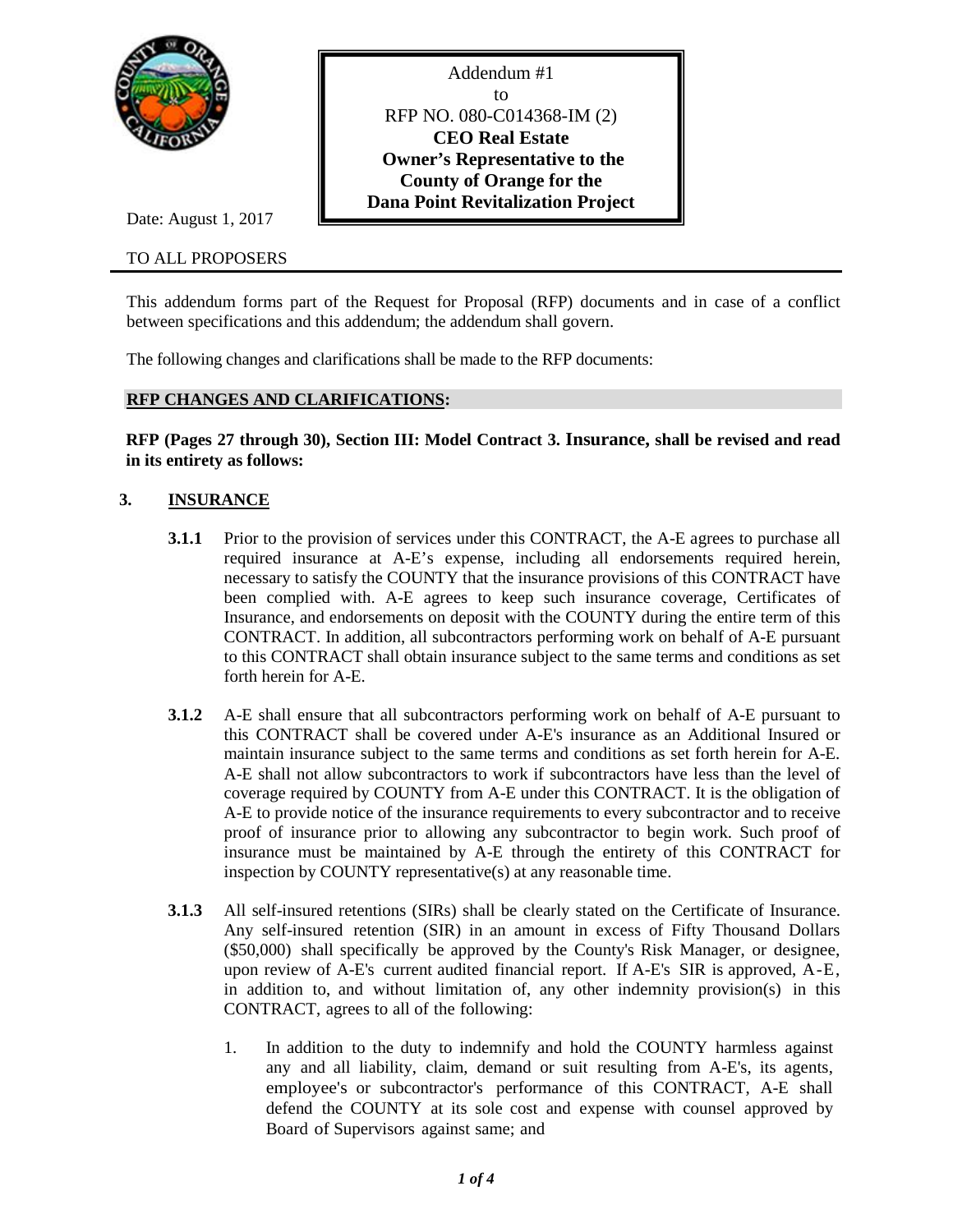Addendum #1
to
RFP NO. 080-C014368-IM (2)
**CEO Real Estate**
**Owner's Representative to the County of Orange for the Dana Point Revitalization Project**

Date: August 1, 2017

TO ALL PROPOSERS

This addendum forms part of the Request for Proposal (RFP) documents and in case of a conflict between specifications and this addendum; the addendum shall govern.

The following changes and clarifications shall be made to the RFP documents:

## RFP CHANGES AND CLARIFICATIONS:

**RFP (Pages 27 through 30), Section III: Model Contract 3. Insurance, shall be revised and read in its entirety as follows:**

### 3. INSURANCE

**3.1.1** Prior to the provision of services under this CONTRACT, the A-E agrees to purchase all required insurance at A-E's expense, including all endorsements required herein, necessary to satisfy the COUNTY that the insurance provisions of this CONTRACT have been complied with. A-E agrees to keep such insurance coverage, Certificates of Insurance, and endorsements on deposit with the COUNTY during the entire term of this CONTRACT. In addition, all subcontractors performing work on behalf of A-E pursuant to this CONTRACT shall obtain insurance subject to the same terms and conditions as set forth herein for A-E.

**3.1.2** A-E shall ensure that all subcontractors performing work on behalf of A-E pursuant to this CONTRACT shall be covered under A-E's insurance as an Additional Insured or maintain insurance subject to the same terms and conditions as set forth herein for A-E. A-E shall not allow subcontractors to work if subcontractors have less than the level of coverage required by COUNTY from A-E under this CONTRACT. It is the obligation of A-E to provide notice of the insurance requirements to every subcontractor and to receive proof of insurance prior to allowing any subcontractor to begin work. Such proof of insurance must be maintained by A-E through the entirety of this CONTRACT for inspection by COUNTY representative(s) at any reasonable time.

**3.1.3** All self-insured retentions (SIRs) shall be clearly stated on the Certificate of Insurance. Any self-insured retention (SIR) in an amount in excess of Fifty Thousand Dollars ($50,000) shall specifically be approved by the County's Risk Manager, or designee, upon review of A-E's current audited financial report. If A-E's SIR is approved, A-E, in addition to, and without limitation of, any other indemnity provision(s) in this CONTRACT, agrees to all of the following:

1. In addition to the duty to indemnify and hold the COUNTY harmless against any and all liability, claim, demand or suit resulting from A-E's, its agents, employee's or subcontractor's performance of this CONTRACT, A-E shall defend the COUNTY at its sole cost and expense with counsel approved by Board of Supervisors against same; and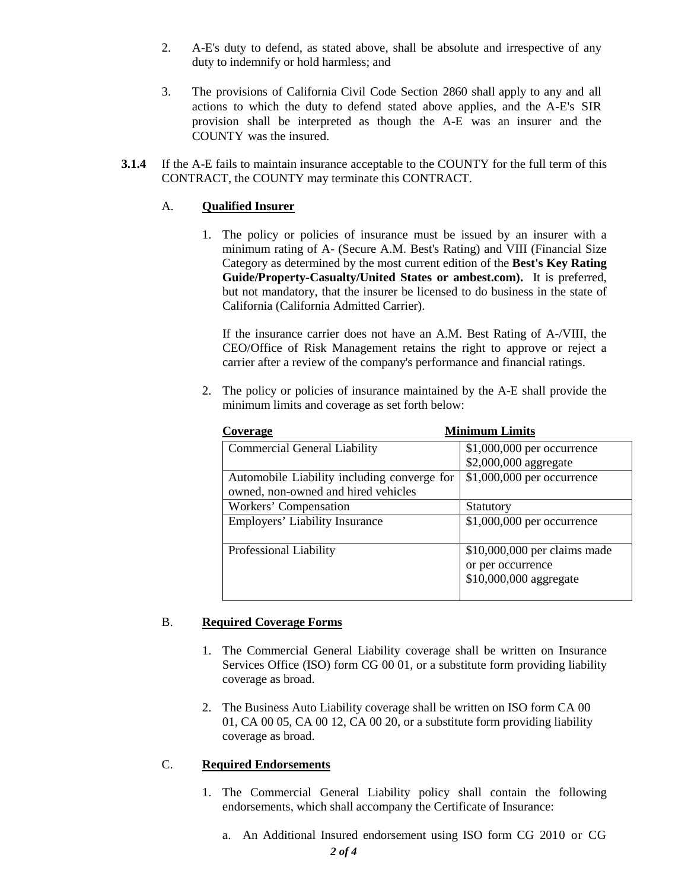2. A-E's duty to defend, as stated above, shall be absolute and irrespective of any duty to indemnify or hold harmless; and

3. The provisions of California Civil Code Section 2860 shall apply to any and all actions to which the duty to defend stated above applies, and the A-E's SIR provision shall be interpreted as though the A-E was an insurer and the COUNTY was the insured.

**3.1.4** If the A-E fails to maintain insurance acceptable to the COUNTY for the full term of this CONTRACT, the COUNTY may terminate this CONTRACT.

A. **Qualified Insurer**

1. The policy or policies of insurance must be issued by an insurer with a minimum rating of A- (Secure A.M. Best's Rating) and VIII (Financial Size Category as determined by the most current edition of the **Best's Key Rating Guide/Property-Casualty/United States or ambest.com).** It is preferred, but not mandatory, that the insurer be licensed to do business in the state of California (California Admitted Carrier).

   If the insurance carrier does not have an A.M. Best Rating of A-/VIII, the CEO/Office of Risk Management retains the right to approve or reject a carrier after a review of the company's performance and financial ratings.

2. The policy or policies of insurance maintained by the A-E shall provide the minimum limits and coverage as set forth below:

| Coverage | Minimum Limits |
|---|---|
| Commercial General Liability | $1,000,000 per occurrence<br>$2,000,000 aggregate |
| Automobile Liability including converge for owned, non-owned and hired vehicles | $1,000,000 per occurrence |
| Workers' Compensation | Statutory |
| Employers' Liability Insurance | $1,000,000 per occurrence |
| Professional Liability | $10,000,000 per claims made or per occurrence<br>$10,000,000 aggregate |

B. **Required Coverage Forms**

1. The Commercial General Liability coverage shall be written on Insurance Services Office (ISO) form CG 00 01, or a substitute form providing liability coverage as broad.

2. The Business Auto Liability coverage shall be written on ISO form CA 00 01, CA 00 05, CA 00 12, CA 00 20, or a substitute form providing liability coverage as broad.

C. **Required Endorsements**

1. The Commercial General Liability policy shall contain the following endorsements, which shall accompany the Certificate of Insurance:

   a. An Additional Insured endorsement using ISO form CG 2010 or CG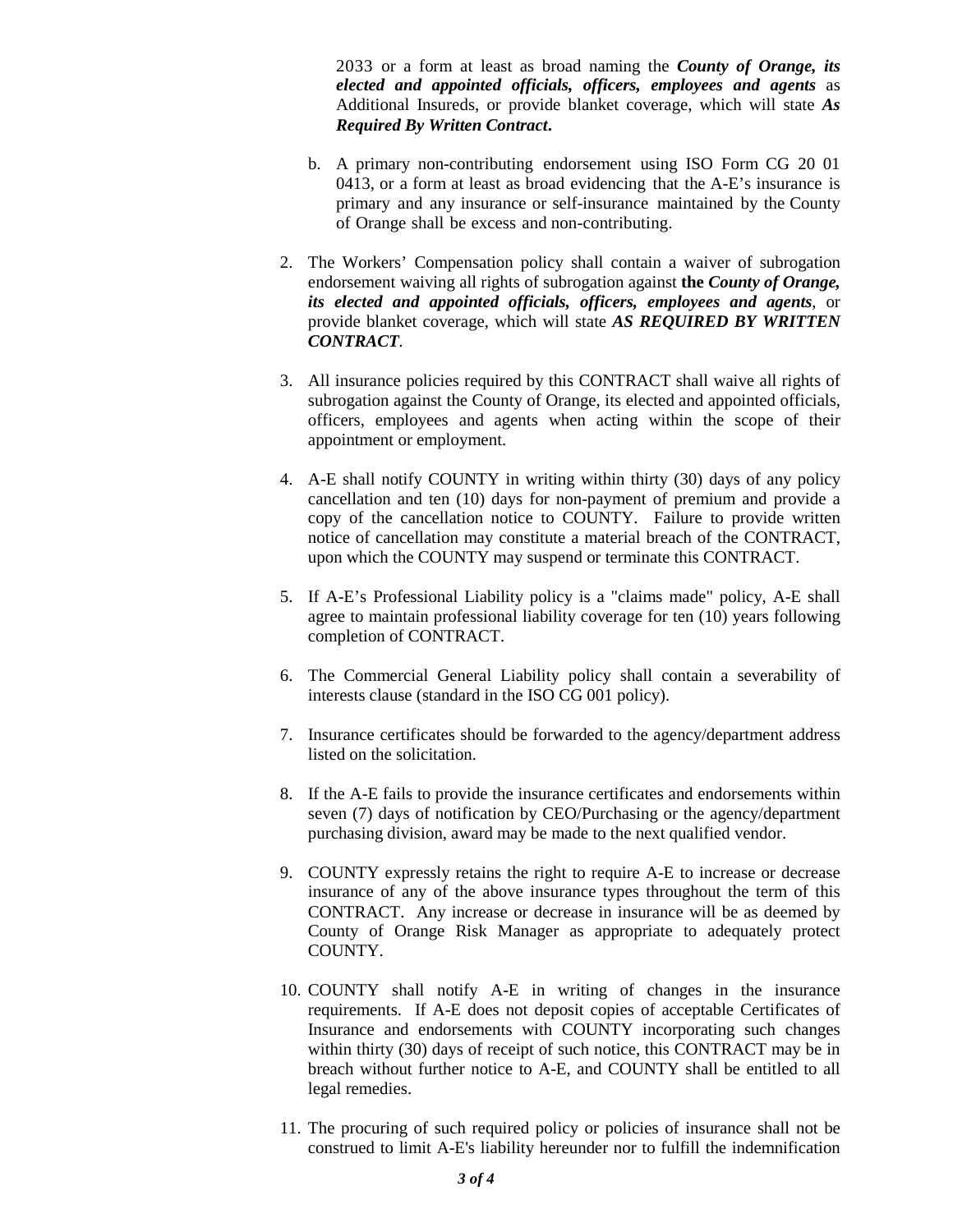2033 or a form at least as broad naming the ***County of Orange, its elected and appointed officials, officers, employees and agents*** as Additional Insureds, or provide blanket coverage, which will state ***As Required By Written Contract*.**

b. A primary non-contributing endorsement using ISO Form CG 20 01 0413, or a form at least as broad evidencing that the A-E's insurance is primary and any insurance or self-insurance maintained by the County of Orange shall be excess and non-contributing.

2. The Workers' Compensation policy shall contain a waiver of subrogation endorsement waiving all rights of subrogation against **the *County of Orange, its elected and appointed officials, officers, employees and agents***, or provide blanket coverage, which will state ***AS REQUIRED BY WRITTEN CONTRACT***.

3. All insurance policies required by this CONTRACT shall waive all rights of subrogation against the County of Orange, its elected and appointed officials, officers, employees and agents when acting within the scope of their appointment or employment.

4. A-E shall notify COUNTY in writing within thirty (30) days of any policy cancellation and ten (10) days for non-payment of premium and provide a copy of the cancellation notice to COUNTY. Failure to provide written notice of cancellation may constitute a material breach of the CONTRACT, upon which the COUNTY may suspend or terminate this CONTRACT.

5. If A-E's Professional Liability policy is a "claims made" policy, A-E shall agree to maintain professional liability coverage for ten (10) years following completion of CONTRACT.

6. The Commercial General Liability policy shall contain a severability of interests clause (standard in the ISO CG 001 policy).

7. Insurance certificates should be forwarded to the agency/department address listed on the solicitation.

8. If the A-E fails to provide the insurance certificates and endorsements within seven (7) days of notification by CEO/Purchasing or the agency/department purchasing division, award may be made to the next qualified vendor.

9. COUNTY expressly retains the right to require A-E to increase or decrease insurance of any of the above insurance types throughout the term of this CONTRACT. Any increase or decrease in insurance will be as deemed by County of Orange Risk Manager as appropriate to adequately protect COUNTY.

10. COUNTY shall notify A-E in writing of changes in the insurance requirements. If A-E does not deposit copies of acceptable Certificates of Insurance and endorsements with COUNTY incorporating such changes within thirty (30) days of receipt of such notice, this CONTRACT may be in breach without further notice to A-E, and COUNTY shall be entitled to all legal remedies.

11. The procuring of such required policy or policies of insurance shall not be construed to limit A-E's liability hereunder nor to fulfill the indemnification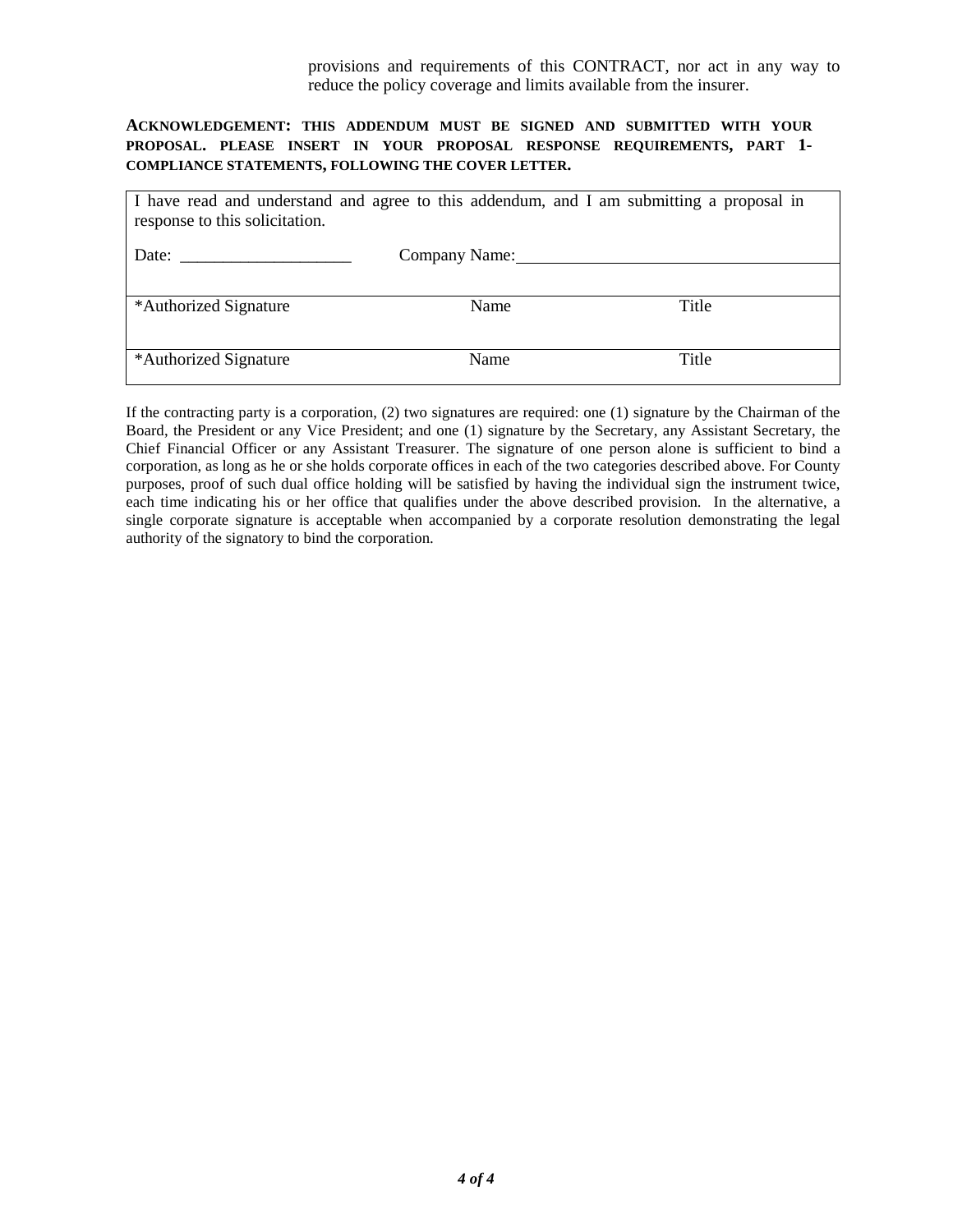provisions and requirements of this CONTRACT, nor act in any way to reduce the policy coverage and limits available from the insurer.

**ACKNOWLEDGEMENT: THIS ADDENDUM MUST BE SIGNED AND SUBMITTED WITH YOUR PROPOSAL. PLEASE INSERT IN YOUR PROPOSAL RESPONSE REQUIREMENTS, PART 1- COMPLIANCE STATEMENTS, FOLLOWING THE COVER LETTER.**

| | | |
|---|---|---|
| I have read and understand and agree to this addendum, and I am submitting a proposal in response to this solicitation. | | |
| Date: ____________________ | Company Name: ____________________ | |
| *Authorized Signature | Name | Title |
| *Authorized Signature | Name | Title |

If the contracting party is a corporation, (2) two signatures are required: one (1) signature by the Chairman of the Board, the President or any Vice President; and one (1) signature by the Secretary, any Assistant Secretary, the Chief Financial Officer or any Assistant Treasurer. The signature of one person alone is sufficient to bind a corporation, as long as he or she holds corporate offices in each of the two categories described above. For County purposes, proof of such dual office holding will be satisfied by having the individual sign the instrument twice, each time indicating his or her office that qualifies under the above described provision. In the alternative, a single corporate signature is acceptable when accompanied by a corporate resolution demonstrating the legal authority of the signatory to bind the corporation.